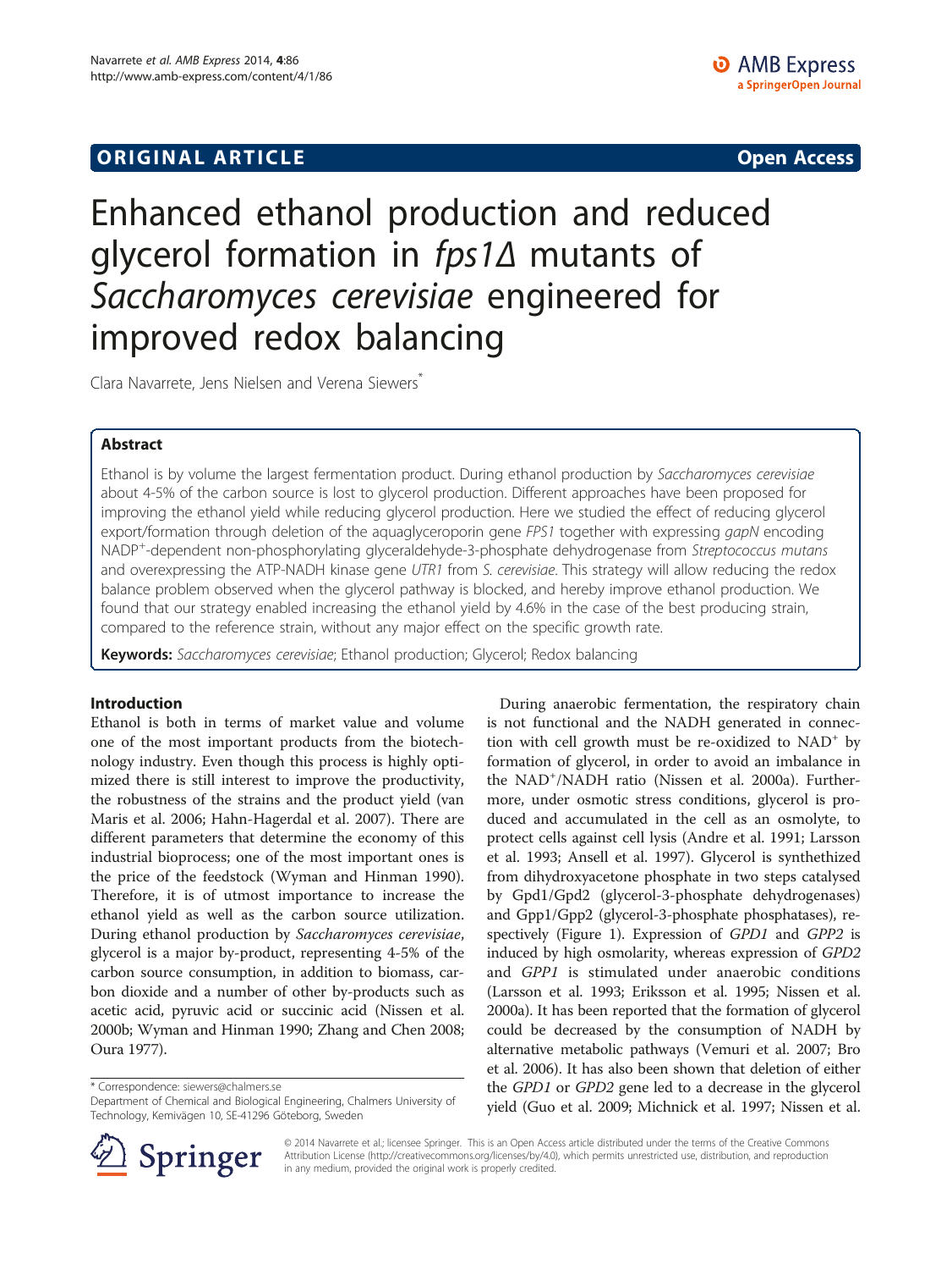# ORIGINAL ARTICLE

**Open Access**

# Enhanced ethanol production and reduced glycerol formation in *fps1Δ* mutants of *Saccharomyces cerevisiae* engineered for improved redox balancing

Clara Navarrete, Jens Nielsen and Verena Siewers*

## Abstract

Ethanol is by volume the largest fermentation product. During ethanol production by *Saccharomyces cerevisiae* about 4-5% of the carbon source is lost to glycerol production. Different approaches have been proposed for improving the ethanol yield while reducing glycerol production. Here we studied the effect of reducing glycerol export/formation through deletion of the aquaglyceroporin gene *FPS1* together with expressing *gapN* encoding $NADP^+$-dependent non-phosphorylating glyceraldehyde-3-phosphate dehydrogenase from *Streptococcus mutans* and overexpressing the ATP-NADH kinase gene *UTR1* from *S. cerevisiae*. This strategy will allow reducing the redox balance problem observed when the glycerol pathway is blocked, and hereby improve ethanol production. We found that our strategy enabled increasing the ethanol yield by 4.6% in the case of the best producing strain, compared to the reference strain, without any major effect on the specific growth rate.

**Keywords:** *Saccharomyces cerevisiae*; Ethanol production; Glycerol; Redox balancing

## Introduction

Ethanol is both in terms of market value and volume one of the most important products from the biotechnology industry. Even though this process is highly optimized there is still interest to improve the productivity, the robustness of the strains and the product yield (van Maris et al. 2006; Hahn-Hagerdal et al. 2007). There are different parameters that determine the economy of this industrial bioprocess; one of the most important ones is the price of the feedstock (Wyman and Hinman 1990). Therefore, it is of utmost importance to increase the ethanol yield as well as the carbon source utilization. During ethanol production by *Saccharomyces cerevisiae*, glycerol is a major by-product, representing 4-5% of the carbon source consumption, in addition to biomass, carbon dioxide and a number of other by-products such as acetic acid, pyruvic acid or succinic acid (Nissen et al. 2000b; Wyman and Hinman 1990; Zhang and Chen 2008; Oura 1977).

During anaerobic fermentation, the respiratory chain is not functional and the NADH generated in connection with cell growth must be re-oxidized to $NAD^+$ by formation of glycerol, in order to avoid an imbalance in the $NAD^+$/NADH ratio (Nissen et al. 2000a). Furthermore, under osmotic stress conditions, glycerol is produced and accumulated in the cell as an osmolyte, to protect cells against cell lysis (Andre et al. 1991; Larsson et al. 1993; Ansell et al. 1997). Glycerol is synthethized from dihydroxyacetone phosphate in two steps catalysed by Gpd1/Gpd2 (glycerol-3-phosphate dehydrogenases) and Gpp1/Gpp2 (glycerol-3-phosphate phosphatases), respectively (Figure 1). Expression of *GPD1* and *GPP2* is induced by high osmolarity, whereas expression of *GPD2* and *GPP1* is stimulated under anaerobic conditions (Larsson et al. 1993; Eriksson et al. 1995; Nissen et al. 2000a). It has been reported that the formation of glycerol could be decreased by the consumption of NADH by alternative metabolic pathways (Vemuri et al. 2007; Bro et al. 2006). It has also been shown that deletion of either the *GPD1* or *GPD2* gene led to a decrease in the glycerol yield (Guo et al. 2009; Michnick et al. 1997; Nissen et al.

* Correspondence: siewers@chalmers.se
Department of Chemical and Biological Engineering, Chalmers University of Technology, Kemivägen 10, SE-41296 Göteborg, Sweden

© 2014 Navarrete et al.; licensee Springer. This is an Open Access article distributed under the terms of the Creative Commons Attribution License (http://creativecommons.org/licenses/by/4.0), which permits unrestricted use, distribution, and reproduction in any medium, provided the original work is properly credited.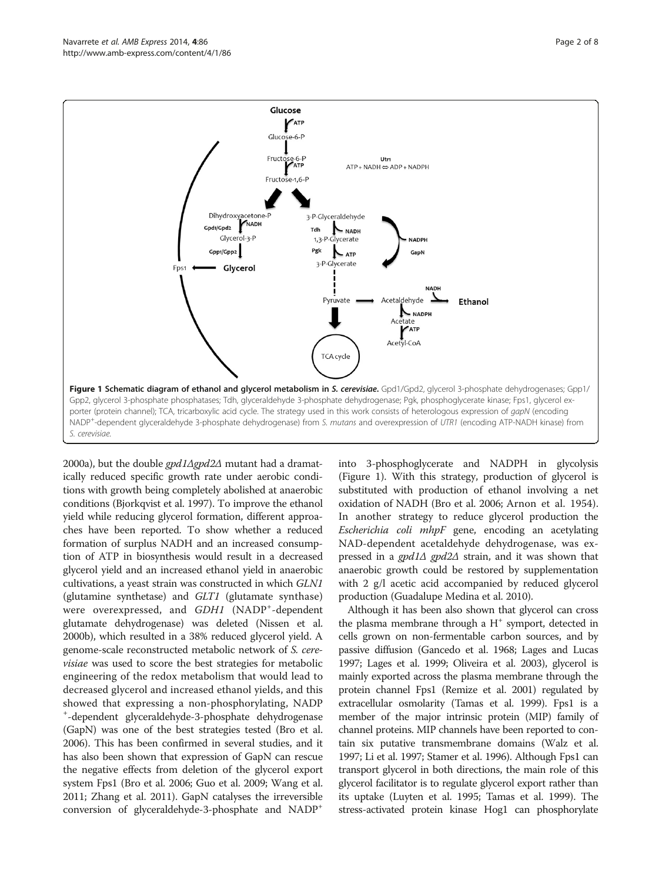**Figure 1 Schematic diagram of ethanol and glycerol metabolism in *S. cerevisiae*.** Gpd1/Gpd2, glycerol 3-phosphate dehydrogenases; Gpp1/Gpp2, glycerol 3-phosphate phosphatases; Tdh, glyceraldehyde 3-phosphate dehydrogenase; Pgk, phosphoglycerate kinase; Fps1, glycerol exporter (protein channel); TCA, tricarboxylic acid cycle. The strategy used in this work consists of heterologous expression of *gapN* (encoding $NADP^+$-dependent glyceraldehyde 3-phosphate dehydrogenase) from *S. mutans* and overexpression of *UTR1* (encoding ATP-NADH kinase) from *S. cerevisiae.*

2000a), but the double *gpd1Δgpd2Δ* mutant had a dramatically reduced specific growth rate under aerobic conditions with growth being completely abolished at anaerobic conditions (Bjorkqvist et al. 1997). To improve the ethanol yield while reducing glycerol formation, different approaches have been reported. To show whether a reduced formation of surplus NADH and an increased consumption of ATP in biosynthesis would result in a decreased glycerol yield and an increased ethanol yield in anaerobic cultivations, a yeast strain was constructed in which *GLN1* (glutamine synthetase) and *GLT1* (glutamate synthase) were overexpressed, and *GDH1* ($NADP^+$-dependent glutamate dehydrogenase) was deleted (Nissen et al. 2000b), which resulted in a 38% reduced glycerol yield. A genome-scale reconstructed metabolic network of *S. cerevisiae* was used to score the best strategies for metabolic engineering of the redox metabolism that would lead to decreased glycerol and increased ethanol yields, and this showed that expressing a non-phosphorylating, $NADP^+$-dependent glyceraldehyde-3-phosphate dehydrogenase (GapN) was one of the best strategies tested (Bro et al. 2006). This has been confirmed in several studies, and it has also been shown that expression of GapN can rescue the negative effects from deletion of the glycerol export system Fps1 (Bro et al. 2006; Guo et al. 2009; Wang et al. 2011; Zhang et al. 2011). GapN catalyses the irreversible conversion of glyceraldehyde-3-phosphate and $NADP^+$ into 3-phosphoglycerate and NADPH in glycolysis (Figure 1). With this strategy, production of glycerol is substituted with production of ethanol involving a net oxidation of NADH (Bro et al. 2006; Arnon et al. 1954). In another strategy to reduce glycerol production the *Escherichia coli mhpF* gene, encoding an acetylating NAD-dependent acetaldehyde dehydrogenase, was expressed in a *gpd1Δ gpd2Δ* strain, and it was shown that anaerobic growth could be restored by supplementation with 2 g/l acetic acid accompanied by reduced glycerol production (Guadalupe Medina et al. 2010).

Although it has been also shown that glycerol can cross the plasma membrane through a $H^+$ symport, detected in cells grown on non-fermentable carbon sources, and by passive diffusion (Gancedo et al. 1968; Lages and Lucas 1997; Lages et al. 1999; Oliveira et al. 2003), glycerol is mainly exported across the plasma membrane through the protein channel Fps1 (Remize et al. 2001) regulated by extracellular osmolarity (Tamas et al. 1999). Fps1 is a member of the major intrinsic protein (MIP) family of channel proteins. MIP channels have been reported to contain six putative transmembrane domains (Walz et al. 1997; Li et al. 1997; Stamer et al. 1996). Although Fps1 can transport glycerol in both directions, the main role of this glycerol facilitator is to regulate glycerol export rather than its uptake (Luyten et al. 1995; Tamas et al. 1999). The stress-activated protein kinase Hog1 can phosphorylate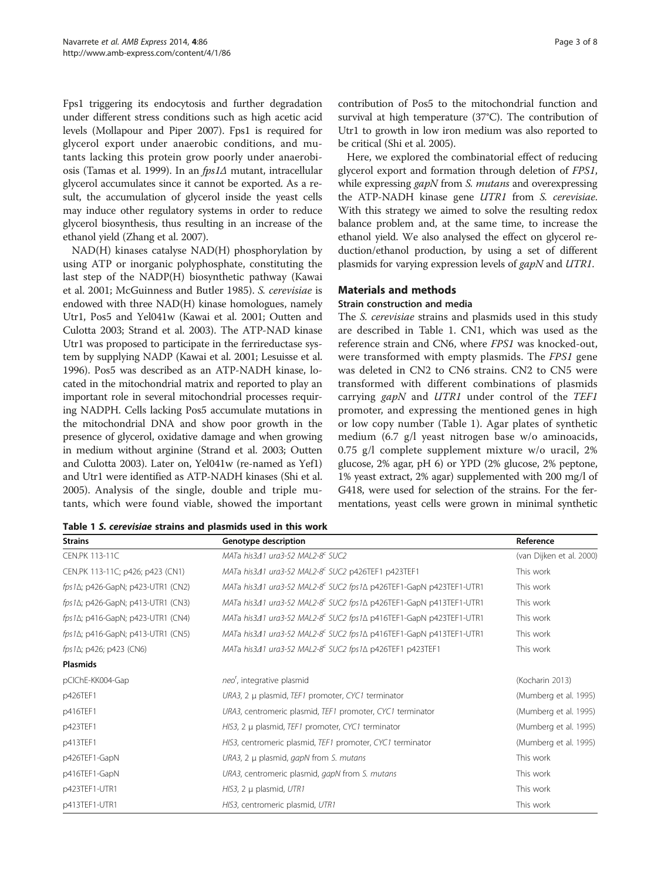Fps1 triggering its endocytosis and further degradation under different stress conditions such as high acetic acid levels (Mollapour and Piper 2007). Fps1 is required for glycerol export under anaerobic conditions, and mutants lacking this protein grow poorly under anaerobiosis (Tamas et al. 1999). In an *fps1Δ* mutant, intracellular glycerol accumulates since it cannot be exported. As a result, the accumulation of glycerol inside the yeast cells may induce other regulatory systems in order to reduce glycerol biosynthesis, thus resulting in an increase of the ethanol yield (Zhang et al. 2007).

NAD(H) kinases catalyse NAD(H) phosphorylation by using ATP or inorganic polyphosphate, constituting the last step of the NADP(H) biosynthetic pathway (Kawai et al. 2001; McGuinness and Butler 1985). *S. cerevisiae* is endowed with three NAD(H) kinase homologues, namely Utr1, Pos5 and Yel041w (Kawai et al. 2001; Outten and Culotta 2003; Strand et al. 2003). The ATP-NAD kinase Utr1 was proposed to participate in the ferrireductase system by supplying NADP (Kawai et al. 2001; Lesuisse et al. 1996). Pos5 was described as an ATP-NADH kinase, located in the mitochondrial matrix and reported to play an important role in several mitochondrial processes requiring NADPH. Cells lacking Pos5 accumulate mutations in the mitochondrial DNA and show poor growth in the presence of glycerol, oxidative damage and when growing in medium without arginine (Strand et al. 2003; Outten and Culotta 2003). Later on, Yel041w (re-named as Yef1) and Utr1 were identified as ATP-NADH kinases (Shi et al. 2005). Analysis of the single, double and triple mutants, which were found viable, showed the important contribution of Pos5 to the mitochondrial function and survival at high temperature (37°C). The contribution of Utr1 to growth in low iron medium was also reported to be critical (Shi et al. 2005).

Here, we explored the combinatorial effect of reducing glycerol export and formation through deletion of *FPS1*, while expressing *gapN* from *S. mutans* and overexpressing the ATP-NADH kinase gene *UTR1* from *S. cerevisiae*. With this strategy we aimed to solve the resulting redox balance problem and, at the same time, to increase the ethanol yield. We also analysed the effect on glycerol reduction/ethanol production, by using a set of different plasmids for varying expression levels of *gapN* and *UTR1*.

## Materials and methods

### Strain construction and media

The *S. cerevisiae* strains and plasmids used in this study are described in Table 1. CN1, which was used as the reference strain and CN6, where *FPS1* was knocked-out, were transformed with empty plasmids. The *FPS1* gene was deleted in CN2 to CN6 strains. CN2 to CN5 were transformed with different combinations of plasmids carrying *gapN* and *UTR1* under control of the *TEF1* promoter, and expressing the mentioned genes in high or low copy number (Table 1). Agar plates of synthetic medium (6.7 g/l yeast nitrogen base w/o aminoacids, 0.75 g/l complete supplement mixture w/o uracil, 2% glucose, 2% agar, pH 6) or YPD (2% glucose, 2% peptone, 1% yeast extract, 2% agar) supplemented with 200 mg/l of G418, were used for selection of the strains. For the fermentations, yeast cells were grown in minimal synthetic

**Table 1 *S. cerevisiae* strains and plasmids used in this work**

| Strains | Genotype description | Reference |
|---|---|---|
| CEN.PK 113-11C | *MAT*a *his3Δ1 ura3-52 MAL2-8$^c$ SUC2* | (van Dijken et al. 2000) |
| CEN.PK 113-11C; p426; p423 (CN1) | *MAT*a *his3Δ1 ura3-52 MAL2-8$^c$ SUC2* p426TEF1 p423TEF1 | This work |
| *fps1Δ*; p426-GapN; p423-UTR1 (CN2) | *MAT*a *his3Δ1 ura3-52 MAL2-8$^c$ SUC2 fps1Δ* p426TEF1-GapN p423TEF1-UTR1 | This work |
| *fps1Δ*; p426-GapN; p413-UTR1 (CN3) | *MAT*a *his3Δ1 ura3-52 MAL2-8$^c$ SUC2 fps1Δ* p426TEF1-GapN p413TEF1-UTR1 | This work |
| *fps1Δ*; p416-GapN; p423-UTR1 (CN4) | *MAT*a *his3Δ1 ura3-52 MAL2-8$^c$ SUC2 fps1Δ* p416TEF1-GapN p423TEF1-UTR1 | This work |
| *fps1Δ*; p416-GapN; p413-UTR1 (CN5) | *MAT*a *his3Δ1 ura3-52 MAL2-8$^c$ SUC2 fps1Δ* p416TEF1-GapN p413TEF1-UTR1 | This work |
| *fps1Δ*; p426; p423 (CN6) | *MAT*a *his3Δ1 ura3-52 MAL2-8$^c$ SUC2 fps1Δ* p426TEF1 p423TEF1 | This work |
| **Plasmids** | | |
| pCIChE-KK004-Gap | *neo$^r$*, integrative plasmid | (Kocharin 2013) |
| p426TEF1 | *URA3*, 2 μ plasmid, *TEF1* promoter, *CYC1* terminator | (Mumberg et al. 1995) |
| p416TEF1 | *URA3*, centromeric plasmid, *TEF1* promoter, *CYC1* terminator | (Mumberg et al. 1995) |
| p423TEF1 | *HIS3*, 2 μ plasmid, *TEF1* promoter, *CYC1* terminator | (Mumberg et al. 1995) |
| p413TEF1 | *HIS3*, centromeric plasmid, *TEF1* promoter, *CYC1* terminator | (Mumberg et al. 1995) |
| p426TEF1-GapN | *URA3*, 2 μ plasmid, *gapN* from *S. mutans* | This work |
| p416TEF1-GapN | *URA3*, centromeric plasmid, *gapN* from *S. mutans* | This work |
| p423TEF1-UTR1 | *HIS3*, 2 μ plasmid, *UTR1* | This work |
| p413TEF1-UTR1 | *HIS3*, centromeric plasmid, *UTR1* | This work |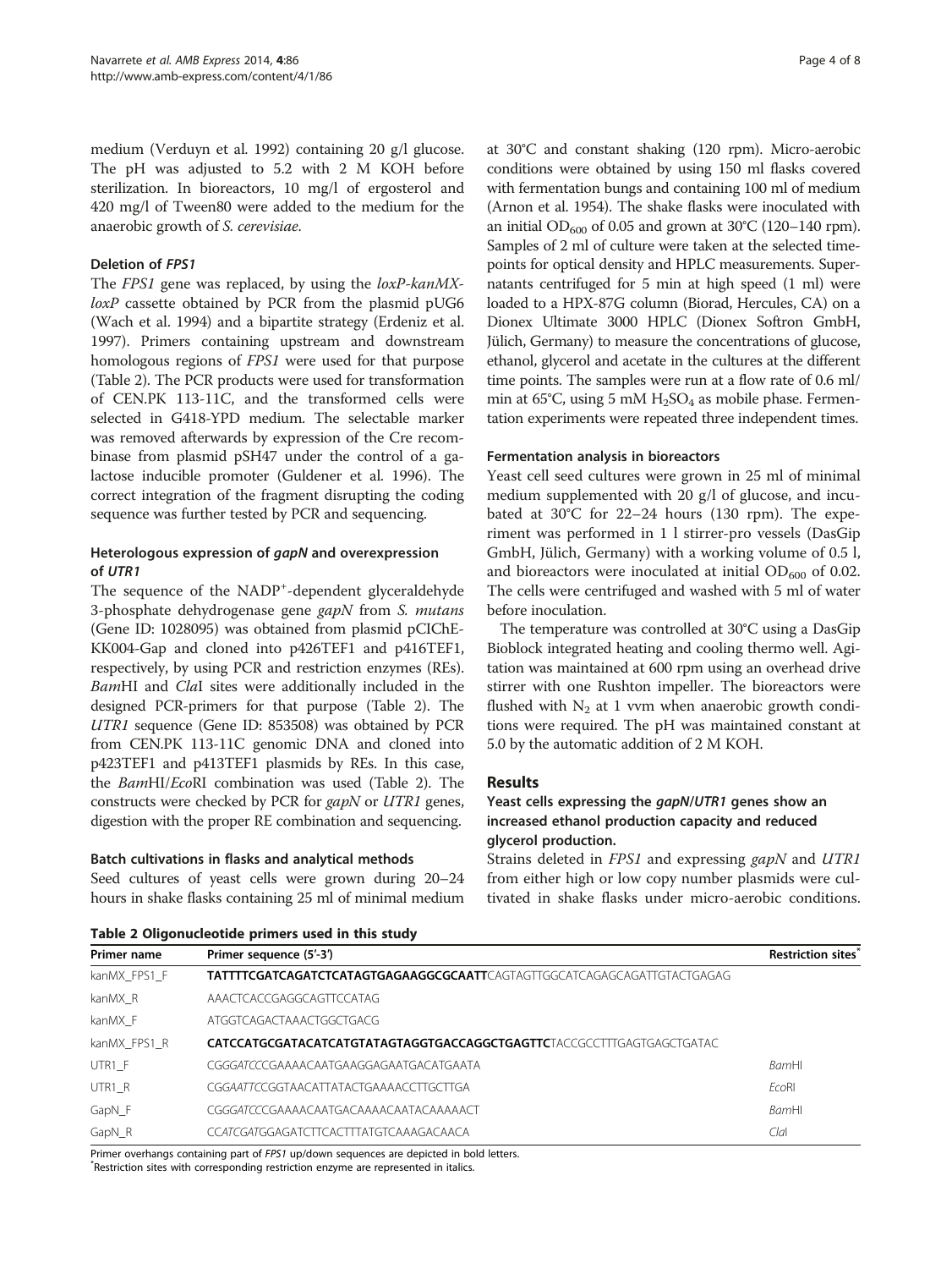medium (Verduyn et al. 1992) containing 20 g/l glucose. The pH was adjusted to 5.2 with 2 M KOH before sterilization. In bioreactors, 10 mg/l of ergosterol and 420 mg/l of Tween80 were added to the medium for the anaerobic growth of *S. cerevisiae*.

### Deletion of *FPS1*

The *FPS1* gene was replaced, by using the *loxP-kanMX-loxP* cassette obtained by PCR from the plasmid pUG6 (Wach et al. 1994) and a bipartite strategy (Erdeniz et al. 1997). Primers containing upstream and downstream homologous regions of *FPS1* were used for that purpose (Table 2). The PCR products were used for transformation of CEN.PK 113-11C, and the transformed cells were selected in G418-YPD medium. The selectable marker was removed afterwards by expression of the Cre recombinase from plasmid pSH47 under the control of a galactose inducible promoter (Guldener et al. 1996). The correct integration of the fragment disrupting the coding sequence was further tested by PCR and sequencing.

### Heterologous expression of *gapN* and overexpression of *UTR1*

The sequence of the $NADP^+$-dependent glyceraldehyde 3-phosphate dehydrogenase gene *gapN* from *S. mutans* (Gene ID: 1028095) was obtained from plasmid pCIChE-KK004-Gap and cloned into p426TEF1 and p416TEF1, respectively, by using PCR and restriction enzymes (REs). *Bam*HI and *Cla*I sites were additionally included in the designed PCR-primers for that purpose (Table 2). The *UTR1* sequence (Gene ID: 853508) was obtained by PCR from CEN.PK 113-11C genomic DNA and cloned into p423TEF1 and p413TEF1 plasmids by REs. In this case, the *Bam*HI/*Eco*RI combination was used (Table 2). The constructs were checked by PCR for *gapN* or *UTR1* genes, digestion with the proper RE combination and sequencing.

### Batch cultivations in flasks and analytical methods

Seed cultures of yeast cells were grown during 20–24 hours in shake flasks containing 25 ml of minimal medium at 30°C and constant shaking (120 rpm). Micro-aerobic conditions were obtained by using 150 ml flasks covered with fermentation bungs and containing 100 ml of medium (Arnon et al. 1954). The shake flasks were inoculated with an initial $OD_{600}$ of 0.05 and grown at 30°C (120–140 rpm). Samples of 2 ml of culture were taken at the selected timepoints for optical density and HPLC measurements. Supernatants centrifuged for 5 min at high speed (1 ml) were loaded to a HPX-87G column (Biorad, Hercules, CA) on a Dionex Ultimate 3000 HPLC (Dionex Softron GmbH, Jülich, Germany) to measure the concentrations of glucose, ethanol, glycerol and acetate in the cultures at the different time points. The samples were run at a flow rate of 0.6 ml/min at 65°C, using 5 mM $H_2SO_4$ as mobile phase. Fermentation experiments were repeated three independent times.

### Fermentation analysis in bioreactors

Yeast cell seed cultures were grown in 25 ml of minimal medium supplemented with 20 g/l of glucose, and incubated at 30°C for 22–24 hours (130 rpm). The experiment was performed in 1 l stirrer-pro vessels (DasGip GmbH, Jülich, Germany) with a working volume of 0.5 l, and bioreactors were inoculated at initial $OD_{600}$ of 0.02. The cells were centrifuged and washed with 5 ml of water before inoculation.

The temperature was controlled at 30°C using a DasGip Bioblock integrated heating and cooling thermo well. Agitation was maintained at 600 rpm using an overhead drive stirrer with one Rushton impeller. The bioreactors were flushed with $N_2$ at 1 vvm when anaerobic growth conditions were required. The pH was maintained constant at 5.0 by the automatic addition of 2 M KOH.

## Results

### Yeast cells expressing the *gapN*/*UTR1* genes show an increased ethanol production capacity and reduced glycerol production.

Strains deleted in *FPS1* and expressing *gapN* and *UTR1* from either high or low copy number plasmids were cultivated in shake flasks under micro-aerobic conditions.

**Table 2 Oligonucleotide primers used in this study**

| Primer name | Primer sequence (5'-3') | Restriction sites* |
|---|---|---|
| kanMX_FPS1_F | **TATTTTCGATCAGATCTCATAGTGAGAAGGCGCAATT**CAGTAGTTGGCATCAGAGCAGATTGTACTGAGAG | |
| kanMX_R | AAACTCACCGAGGCAGTTCCATAG | |
| kanMX_F | ATGGTCAGACTAAACTGGCTGACG | |
| kanMX_FPS1_R | **CATCCATGCGATACATCATGTATAGTAGGTGACCAGGCTGAGTTC**TACCGCCTTTGAGTGAGCTGATAC | |
| UTR1_F | CGG*GATCC*CGAAAACAATGAAGGAGAATGACATGAATA | *Bam*HI |
| UTR1_R | CGG*AATTC*CGGTAACATTATACTGAAAACCTTGCTTGA | *Eco*RI |
| GapN_F | CGG*GATCC*CGAAAACAATGACAAAACAATACAAAAACT | *Bam*HI |
| GapN_R | CC*ATCGAT*GGAGATCTTCACTTTATGTCAAAGACAACA | *Cla*I |

Primer overhangs containing part of *FPS1* up/down sequences are depicted in bold letters.
*Restriction sites with corresponding restriction enzyme are represented in italics.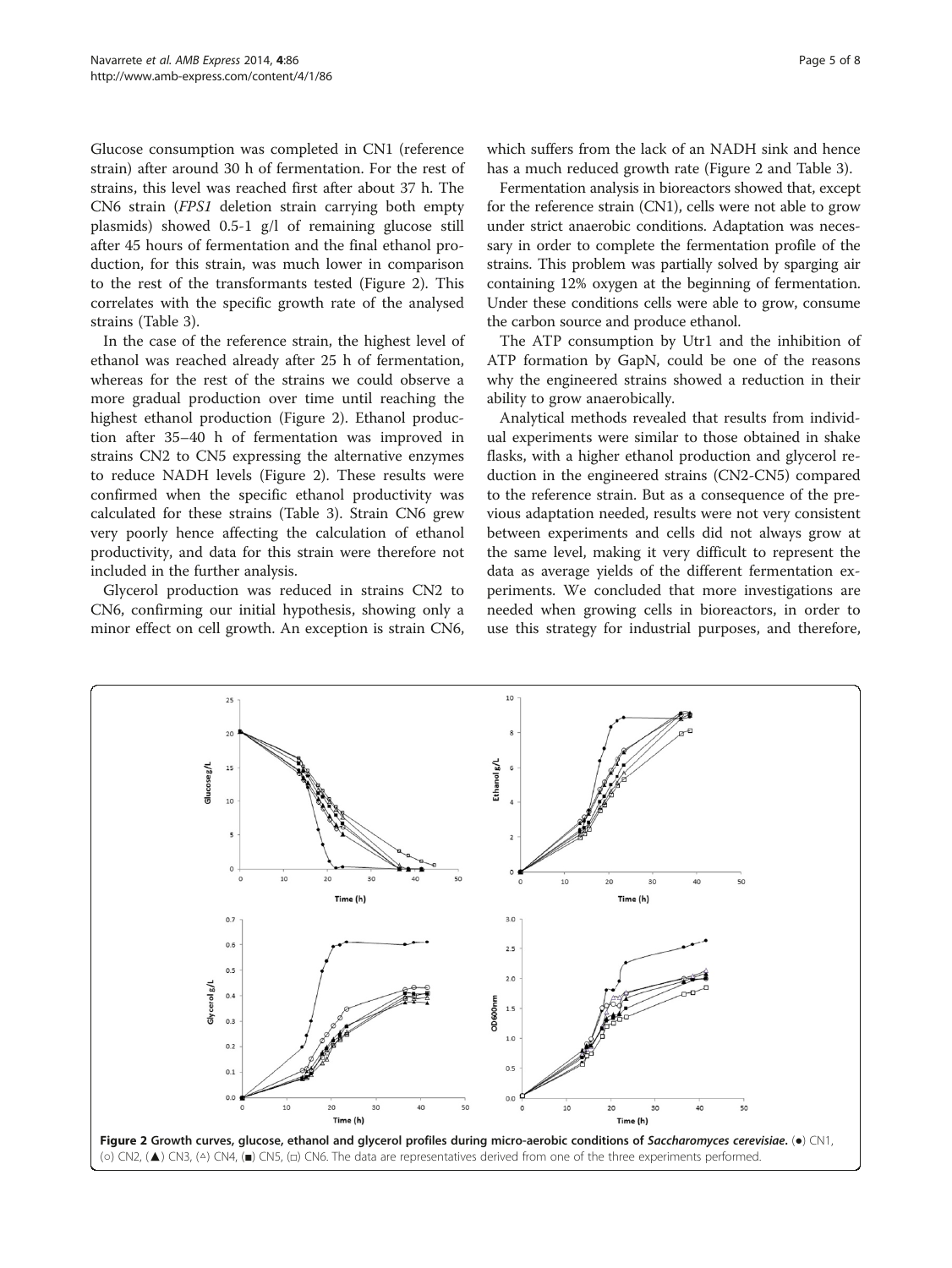Glucose consumption was completed in CN1 (reference strain) after around 30 h of fermentation. For the rest of strains, this level was reached first after about 37 h. The CN6 strain (*FPS1* deletion strain carrying both empty plasmids) showed 0.5-1 g/l of remaining glucose still after 45 hours of fermentation and the final ethanol production, for this strain, was much lower in comparison to the rest of the transformants tested (Figure 2). This correlates with the specific growth rate of the analysed strains (Table 3).

In the case of the reference strain, the highest level of ethanol was reached already after 25 h of fermentation, whereas for the rest of the strains we could observe a more gradual production over time until reaching the highest ethanol production (Figure 2). Ethanol production after 35–40 h of fermentation was improved in strains CN2 to CN5 expressing the alternative enzymes to reduce NADH levels (Figure 2). These results were confirmed when the specific ethanol productivity was calculated for these strains (Table 3). Strain CN6 grew very poorly hence affecting the calculation of ethanol productivity, and data for this strain were therefore not included in the further analysis.

Glycerol production was reduced in strains CN2 to CN6, confirming our initial hypothesis, showing only a minor effect on cell growth. An exception is strain CN6, which suffers from the lack of an NADH sink and hence has a much reduced growth rate (Figure 2 and Table 3).

Fermentation analysis in bioreactors showed that, except for the reference strain (CN1), cells were not able to grow under strict anaerobic conditions. Adaptation was necessary in order to complete the fermentation profile of the strains. This problem was partially solved by sparging air containing 12% oxygen at the beginning of fermentation. Under these conditions cells were able to grow, consume the carbon source and produce ethanol.

The ATP consumption by Utr1 and the inhibition of ATP formation by GapN, could be one of the reasons why the engineered strains showed a reduction in their ability to grow anaerobically.

Analytical methods revealed that results from individual experiments were similar to those obtained in shake flasks, with a higher ethanol production and glycerol reduction in the engineered strains (CN2-CN5) compared to the reference strain. But as a consequence of the previous adaptation needed, results were not very consistent between experiments and cells did not always grow at the same level, making it very difficult to represent the data as average yields of the different fermentation experiments. We concluded that more investigations are needed when growing cells in bioreactors, in order to use this strategy for industrial purposes, and therefore,

**Figure 2 Growth curves, glucose, ethanol and glycerol profiles during micro-aerobic conditions of *Saccharomyces cerevisiae*.** (●) CN1, (○) CN2, (▲) CN3, (△) CN4, (■) CN5, (□) CN6. The data are representatives derived from one of the three experiments performed.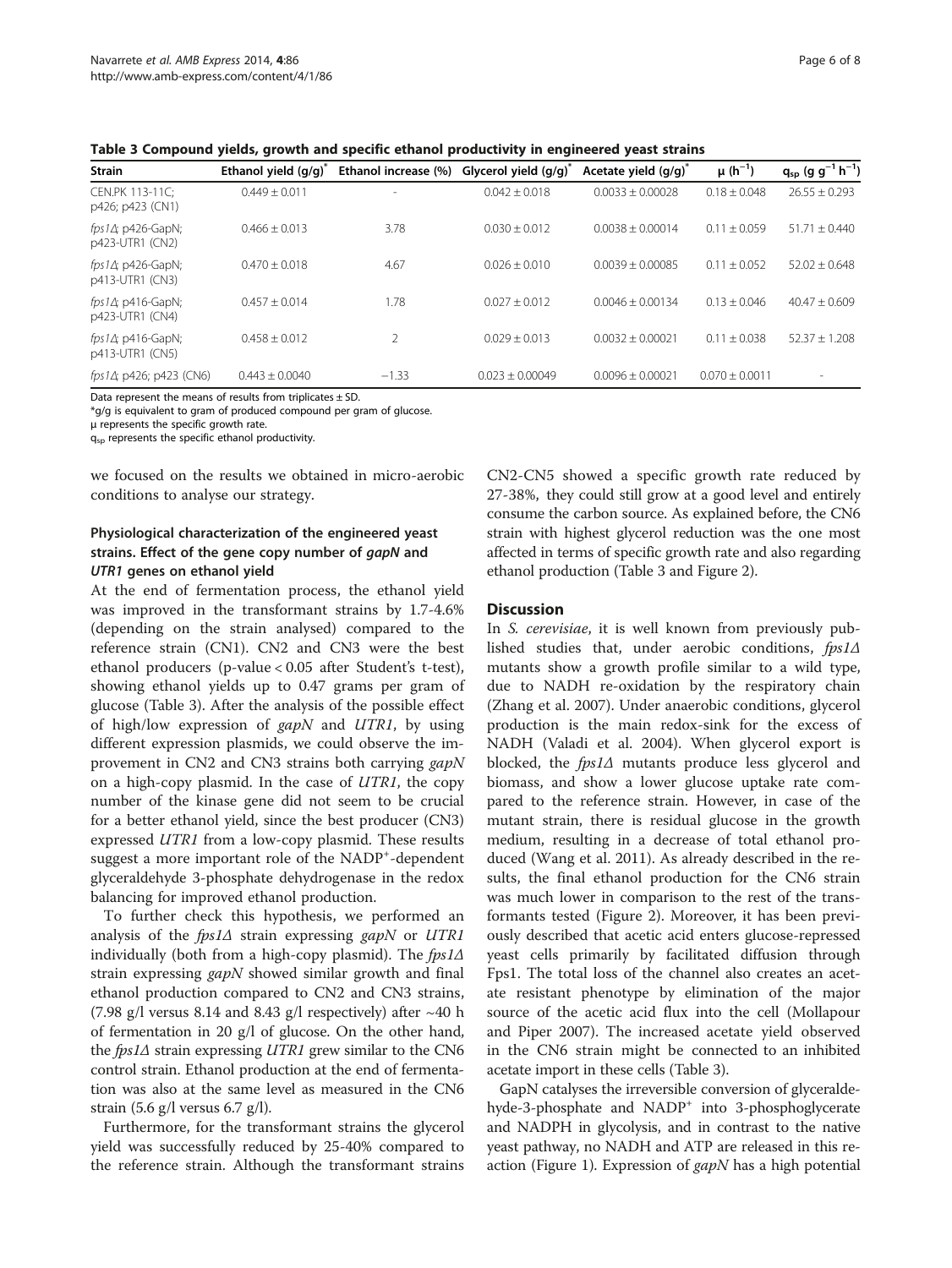**Table 3 Compound yields, growth and specific ethanol productivity in engineered yeast strains**

| Strain | Ethanol yield (g/g)* | Ethanol increase (%) | Glycerol yield (g/g)* | Acetate yield (g/g)* | μ ($h^{-1}$) | $q_{sp}$ ($g\ g^{-1}\ h^{-1}$) |
|---|---|---|---|---|---|---|
| CEN.PK 113-11C; p426; p423 (CN1) | 0.449 ± 0.011 | - | 0.042 ± 0.018 | 0.0033 ± 0.00028 | 0.18 ± 0.048 | 26.55 ± 0.293 |
| *fps1Δ*; p426-GapN; p423-UTR1 (CN2) | 0.466 ± 0.013 | 3.78 | 0.030 ± 0.012 | 0.0038 ± 0.00014 | 0.11 ± 0.059 | 51.71 ± 0.440 |
| *fps1Δ*; p426-GapN; p413-UTR1 (CN3) | 0.470 ± 0.018 | 4.67 | 0.026 ± 0.010 | 0.0039 ± 0.00085 | 0.11 ± 0.052 | 52.02 ± 0.648 |
| *fps1Δ*; p416-GapN; p423-UTR1 (CN4) | 0.457 ± 0.014 | 1.78 | 0.027 ± 0.012 | 0.0046 ± 0.00134 | 0.13 ± 0.046 | 40.47 ± 0.609 |
| *fps1Δ*; p416-GapN; p413-UTR1 (CN5) | 0.458 ± 0.012 | 2 | 0.029 ± 0.013 | 0.0032 ± 0.00021 | 0.11 ± 0.038 | 52.37 ± 1.208 |
| *fps1Δ*; p426; p423 (CN6) | 0.443 ± 0.0040 | −1.33 | 0.023 ± 0.00049 | 0.0096 ± 0.00021 | 0.070 ± 0.0011 | - |

Data represent the means of results from triplicates ± SD.
*g/g is equivalent to gram of produced compound per gram of glucose.
μ represents the specific growth rate.
$q_{sp}$ represents the specific ethanol productivity.

we focused on the results we obtained in micro-aerobic conditions to analyse our strategy.

### Physiological characterization of the engineered yeast strains. Effect of the gene copy number of *gapN* and *UTR1* genes on ethanol yield

At the end of fermentation process, the ethanol yield was improved in the transformant strains by 1.7-4.6% (depending on the strain analysed) compared to the reference strain (CN1). CN2 and CN3 were the best ethanol producers (p-value $< 0.05$ after Student's t-test), showing ethanol yields up to 0.47 grams per gram of glucose (Table 3). After the analysis of the possible effect of high/low expression of *gapN* and *UTR1*, by using different expression plasmids, we could observe the improvement in CN2 and CN3 strains both carrying *gapN* on a high-copy plasmid. In the case of *UTR1*, the copy number of the kinase gene did not seem to be crucial for a better ethanol yield, since the best producer (CN3) expressed *UTR1* from a low-copy plasmid. These results suggest a more important role of the $NADP^+$-dependent glyceraldehyde 3-phosphate dehydrogenase in the redox balancing for improved ethanol production.

To further check this hypothesis, we performed an analysis of the *fps1Δ* strain expressing *gapN* or *UTR1* individually (both from a high-copy plasmid). The *fps1Δ* strain expressing *gapN* showed similar growth and final ethanol production compared to CN2 and CN3 strains, (7.98 g/l versus 8.14 and 8.43 g/l respectively) after ~40 h of fermentation in 20 g/l of glucose. On the other hand, the *fps1Δ* strain expressing *UTR1* grew similar to the CN6 control strain. Ethanol production at the end of fermentation was also at the same level as measured in the CN6 strain (5.6 g/l versus 6.7 g/l).

Furthermore, for the transformant strains the glycerol yield was successfully reduced by 25-40% compared to the reference strain. Although the transformant strains CN2-CN5 showed a specific growth rate reduced by 27-38%, they could still grow at a good level and entirely consume the carbon source. As explained before, the CN6 strain with highest glycerol reduction was the one most affected in terms of specific growth rate and also regarding ethanol production (Table 3 and Figure 2).

## Discussion

In *S. cerevisiae*, it is well known from previously published studies that, under aerobic conditions, *fps1Δ* mutants show a growth profile similar to a wild type, due to NADH re-oxidation by the respiratory chain (Zhang et al. 2007). Under anaerobic conditions, glycerol production is the main redox-sink for the excess of NADH (Valadi et al. 2004). When glycerol export is blocked, the *fps1Δ* mutants produce less glycerol and biomass, and show a lower glucose uptake rate compared to the reference strain. However, in case of the mutant strain, there is residual glucose in the growth medium, resulting in a decrease of total ethanol produced (Wang et al. 2011). As already described in the results, the final ethanol production for the CN6 strain was much lower in comparison to the rest of the transformants tested (Figure 2). Moreover, it has been previously described that acetic acid enters glucose-repressed yeast cells primarily by facilitated diffusion through Fps1. The total loss of the channel also creates an acetate resistant phenotype by elimination of the major source of the acetic acid flux into the cell (Mollapour and Piper 2007). The increased acetate yield observed in the CN6 strain might be connected to an inhibited acetate import in these cells (Table 3).

GapN catalyses the irreversible conversion of glyceraldehyde-3-phosphate and $NADP^+$ into 3-phosphoglycerate and NADPH in glycolysis, and in contrast to the native yeast pathway, no NADH and ATP are released in this reaction (Figure 1). Expression of *gapN* has a high potential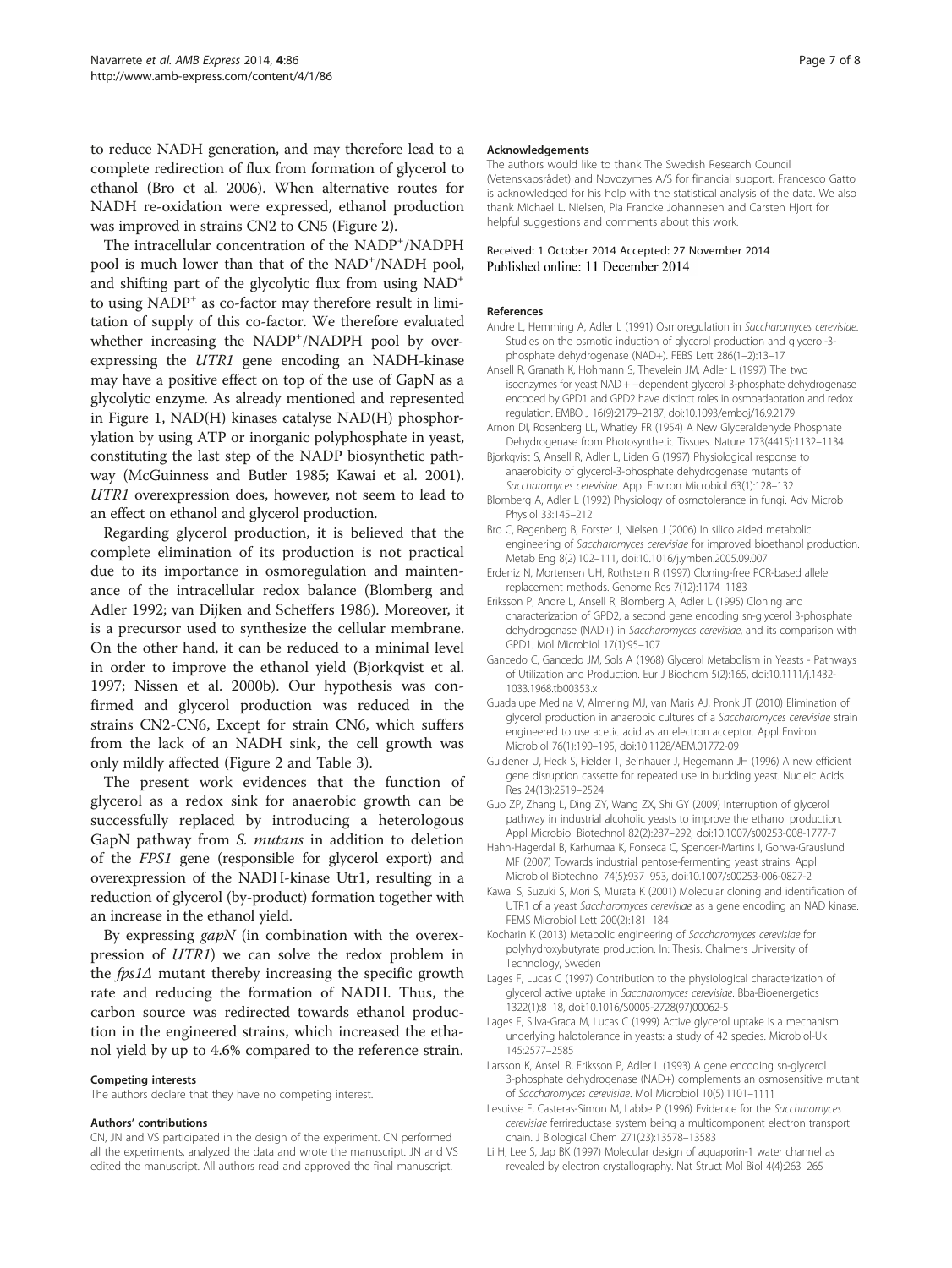to reduce NADH generation, and may therefore lead to a complete redirection of flux from formation of glycerol to ethanol (Bro et al. 2006). When alternative routes for NADH re-oxidation were expressed, ethanol production was improved in strains CN2 to CN5 (Figure 2).

The intracellular concentration of the $NADP^+$/NADPH pool is much lower than that of the $NAD^+$/NADH pool, and shifting part of the glycolytic flux from using $NAD^+$ to using $NADP^+$ as co-factor may therefore result in limitation of supply of this co-factor. We therefore evaluated whether increasing the $NADP^+$/NADPH pool by overexpressing the *UTR1* gene encoding an NADH-kinase may have a positive effect on top of the use of GapN as a glycolytic enzyme. As already mentioned and represented in Figure 1, NAD(H) kinases catalyse NAD(H) phosphorylation by using ATP or inorganic polyphosphate in yeast, constituting the last step of the NADP biosynthetic pathway (McGuinness and Butler 1985; Kawai et al. 2001). *UTR1* overexpression does, however, not seem to lead to an effect on ethanol and glycerol production.

Regarding glycerol production, it is believed that the complete elimination of its production is not practical due to its importance in osmoregulation and maintenance of the intracellular redox balance (Blomberg and Adler 1992; van Dijken and Scheffers 1986). Moreover, it is a precursor used to synthesize the cellular membrane. On the other hand, it can be reduced to a minimal level in order to improve the ethanol yield (Bjorkqvist et al. 1997; Nissen et al. 2000b). Our hypothesis was confirmed and glycerol production was reduced in the strains CN2-CN6, Except for strain CN6, which suffers from the lack of an NADH sink, the cell growth was only mildly affected (Figure 2 and Table 3).

The present work evidences that the function of glycerol as a redox sink for anaerobic growth can be successfully replaced by introducing a heterologous GapN pathway from *S. mutans* in addition to deletion of the *FPS1* gene (responsible for glycerol export) and overexpression of the NADH-kinase Utr1, resulting in a reduction of glycerol (by-product) formation together with an increase in the ethanol yield.

By expressing *gapN* (in combination with the overexpression of *UTR1*) we can solve the redox problem in the *fps1Δ* mutant thereby increasing the specific growth rate and reducing the formation of NADH. Thus, the carbon source was redirected towards ethanol production in the engineered strains, which increased the ethanol yield by up to 4.6% compared to the reference strain.

#### Competing interests
The authors declare that they have no competing interest.

#### Authors' contributions
CN, JN and VS participated in the design of the experiment. CN performed all the experiments, analyzed the data and wrote the manuscript. JN and VS edited the manuscript. All authors read and approved the final manuscript.

#### Acknowledgements
The authors would like to thank The Swedish Research Council (Vetenskapsrådet) and Novozymes A/S for financial support. Francesco Gatto is acknowledged for his help with the statistical analysis of the data. We also thank Michael L. Nielsen, Pia Francke Johannesen and Carsten Hjort for helpful suggestions and comments about this work.

Received: 1 October 2014 Accepted: 27 November 2014
Published online: 11 December 2014

#### References

Andre L, Hemming A, Adler L (1991) Osmoregulation in *Saccharomyces cerevisiae*. Studies on the osmotic induction of glycerol production and glycerol-3-phosphate dehydrogenase (NAD+). FEBS Lett 286(1–2):13–17

Ansell R, Granath K, Hohmann S, Thevelein JM, Adler L (1997) The two isoenzymes for yeast NAD + −dependent glycerol 3-phosphate dehydrogenase encoded by GPD1 and GPD2 have distinct roles in osmoadaptation and redox regulation. EMBO J 16(9):2179–2187, doi:10.1093/emboj/16.9.2179

Arnon DI, Rosenberg LL, Whatley FR (1954) A New Glyceraldehyde Phosphate Dehydrogenase from Photosynthetic Tissues. Nature 173(4415):1132–1134

Bjorkqvist S, Ansell R, Adler L, Liden G (1997) Physiological response to anaerobicity of glycerol-3-phosphate dehydrogenase mutants of *Saccharomyces cerevisiae*. Appl Environ Microbiol 63(1):128–132

Blomberg A, Adler L (1992) Physiology of osmotolerance in fungi. Adv Microb Physiol 33:145–212

Bro C, Regenberg B, Forster J, Nielsen J (2006) In silico aided metabolic engineering of *Saccharomyces cerevisiae* for improved bioethanol production. Metab Eng 8(2):102–111, doi:10.1016/j.ymben.2005.09.007

Erdeniz N, Mortensen UH, Rothstein R (1997) Cloning-free PCR-based allele replacement methods. Genome Res 7(12):1174–1183

Eriksson P, Andre L, Ansell R, Blomberg A, Adler L (1995) Cloning and characterization of GPD2, a second gene encoding sn-glycerol 3-phosphate dehydrogenase (NAD+) in *Saccharomyces cerevisiae*, and its comparison with GPD1. Mol Microbiol 17(1):95–107

Gancedo C, Gancedo JM, Sols A (1968) Glycerol Metabolism in Yeasts - Pathways of Utilization and Production. Eur J Biochem 5(2):165, doi:10.1111/j.1432-1033.1968.tb00353.x

Guadalupe Medina V, Almering MJ, van Maris AJ, Pronk JT (2010) Elimination of glycerol production in anaerobic cultures of a *Saccharomyces cerevisiae* strain engineered to use acetic acid as an electron acceptor. Appl Environ Microbiol 76(1):190–195, doi:10.1128/AEM.01772-09

Guldener U, Heck S, Fielder T, Beinhauer J, Hegemann JH (1996) A new efficient gene disruption cassette for repeated use in budding yeast. Nucleic Acids Res 24(13):2519–2524

Guo ZP, Zhang L, Ding ZY, Wang ZX, Shi GY (2009) Interruption of glycerol pathway in industrial alcoholic yeasts to improve the ethanol production. Appl Microbiol Biotechnol 82(2):287–292, doi:10.1007/s00253-008-1777-7

Hahn-Hagerdal B, Karhumaa K, Fonseca C, Spencer-Martins I, Gorwa-Grauslund MF (2007) Towards industrial pentose-fermenting yeast strains. Appl Microbiol Biotechnol 74(5):937–953, doi:10.1007/s00253-006-0827-2

Kawai S, Suzuki S, Mori S, Murata K (2001) Molecular cloning and identification of UTR1 of a yeast *Saccharomyces cerevisiae* as a gene encoding an NAD kinase. FEMS Microbiol Lett 200(2):181–184

Kocharin K (2013) Metabolic engineering of *Saccharomyces cerevisiae* for polyhydroxybutyrate production. In: Thesis. Chalmers University of Technology, Sweden

Lages F, Lucas C (1997) Contribution to the physiological characterization of glycerol active uptake in *Saccharomyces cerevisiae*. Bba-Bioenergetics 1322(1):8–18, doi:10.1016/S0005-2728(97)00062-5

Lages F, Silva-Graca M, Lucas C (1999) Active glycerol uptake is a mechanism underlying halotolerance in yeasts: a study of 42 species. Microbiol-Uk 145:2577–2585

Larsson K, Ansell R, Eriksson P, Adler L (1993) A gene encoding sn-glycerol 3-phosphate dehydrogenase (NAD+) complements an osmosensitive mutant of *Saccharomyces cerevisiae*. Mol Microbiol 10(5):1101–1111

Lesuisse E, Casteras-Simon M, Labbe P (1996) Evidence for the *Saccharomyces cerevisiae* ferrireductase system being a multicomponent electron transport chain. J Biological Chem 271(23):13578–13583

Li H, Lee S, Jap BK (1997) Molecular design of aquaporin-1 water channel as revealed by electron crystallography. Nat Struct Mol Biol 4(4):263–265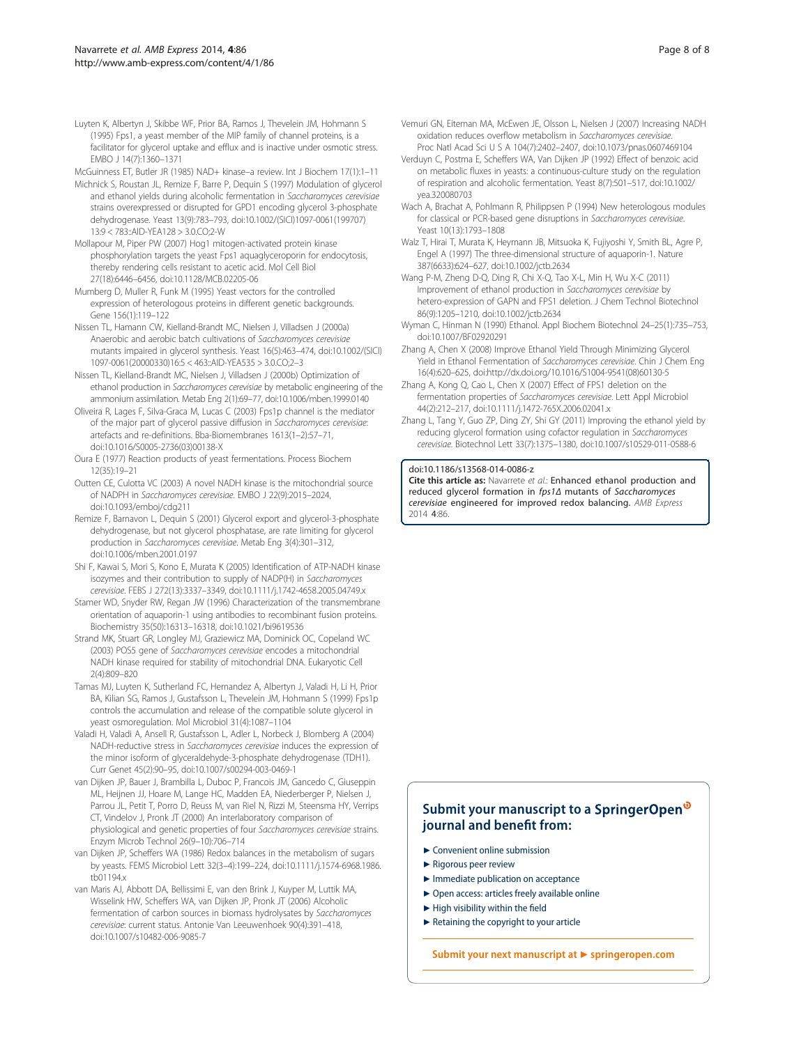Luyten K, Albertyn J, Skibbe WF, Prior BA, Ramos J, Thevelein JM, Hohmann S (1995) Fps1, a yeast member of the MIP family of channel proteins, is a facilitator for glycerol uptake and efflux and is inactive under osmotic stress. EMBO J 14(7):1360–1371

McGuinness ET, Butler JR (1985) NAD+ kinase–a review. Int J Biochem 17(1):1–11

Michnick S, Roustan JL, Remize F, Barre P, Dequin S (1997) Modulation of glycerol and ethanol yields during alcoholic fermentation in *Saccharomyces cerevisiae* strains overexpressed or disrupted for GPD1 encoding glycerol 3-phosphate dehydrogenase. Yeast 13(9):783–793, doi:10.1002/(SICI)1097-0061(199707)13:9 < 783::AID-YEA128 > 3.0.CO;2-W

Mollapour M, Piper PW (2007) Hog1 mitogen-activated protein kinase phosphorylation targets the yeast Fps1 aquaglyceroporin for endocytosis, thereby rendering cells resistant to acetic acid. Mol Cell Biol 27(18):6446–6456, doi:10.1128/MCB.02205-06

Mumberg D, Muller R, Funk M (1995) Yeast vectors for the controlled expression of heterologous proteins in different genetic backgrounds. Gene 156(1):119–122

Nissen TL, Hamann CW, Kielland-Brandt MC, Nielsen J, Villadsen J (2000a) Anaerobic and aerobic batch cultivations of *Saccharomyces cerevisiae* mutants impaired in glycerol synthesis. Yeast 16(5):463–474, doi:10.1002/(SICI)1097-0061(20000330)16:5 < 463::AID-YEA535 > 3.0.CO;2–3

Nissen TL, Kielland-Brandt MC, Nielsen J, Villadsen J (2000b) Optimization of ethanol production in *Saccharomyces cerevisiae* by metabolic engineering of the ammonium assimilation. Metab Eng 2(1):69–77, doi:10.1006/mben.1999.0140

Oliveira R, Lages F, Silva-Graca M, Lucas C (2003) Fps1p channel is the mediator of the major part of glycerol passive diffusion in *Saccharomyces cerevisiae*: artefacts and re-definitions. Bba-Biomembranes 1613(1–2):57–71, doi:10.1016/S0005-2736(03)00138-X

Oura E (1977) Reaction products of yeast fermentations. Process Biochem 12(35):19–21

Outten CE, Culotta VC (2003) A novel NADH kinase is the mitochondrial source of NADPH in *Saccharomyces cerevisiae*. EMBO J 22(9):2015–2024, doi:10.1093/emboj/cdg211

Remize F, Barnavon L, Dequin S (2001) Glycerol export and glycerol-3-phosphate dehydrogenase, but not glycerol phosphatase, are rate limiting for glycerol production in *Saccharomyces cerevisiae*. Metab Eng 3(4):301–312, doi:10.1006/mben.2001.0197

Shi F, Kawai S, Mori S, Kono E, Murata K (2005) Identification of ATP-NADH kinase isozymes and their contribution to supply of NADP(H) in *Saccharomyces cerevisiae*. FEBS J 272(13):3337–3349, doi:10.1111/j.1742-4658.2005.04749.x

Stamer WD, Snyder RW, Regan JW (1996) Characterization of the transmembrane orientation of aquaporin-1 using antibodies to recombinant fusion proteins. Biochemistry 35(50):16313–16318, doi:10.1021/bi9619536

Strand MK, Stuart GR, Longley MJ, Graziewicz MA, Dominick OC, Copeland WC (2003) POS5 gene of *Saccharomyces cerevisiae* encodes a mitochondrial NADH kinase required for stability of mitochondrial DNA. Eukaryotic Cell 2(4):809–820

Tamas MJ, Luyten K, Sutherland FC, Hernandez A, Albertyn J, Valadi H, Li H, Prior BA, Kilian SG, Ramos J, Gustafsson L, Thevelein JM, Hohmann S (1999) Fps1p controls the accumulation and release of the compatible solute glycerol in yeast osmoregulation. Mol Microbiol 31(4):1087–1104

Valadi H, Valadi A, Ansell R, Gustafsson L, Adler L, Norbeck J, Blomberg A (2004) NADH-reductive stress in *Saccharomyces cerevisiae* induces the expression of the minor isoform of glyceraldehyde-3-phosphate dehydrogenase (TDH1). Curr Genet 45(2):90–95, doi:10.1007/s00294-003-0469-1

van Dijken JP, Bauer J, Brambilla L, Duboc P, Francois JM, Gancedo C, Giuseppin ML, Heijnen JJ, Hoare M, Lange HC, Madden EA, Niederberger P, Nielsen J, Parrou JL, Petit T, Porro D, Reuss M, van Riel N, Rizzi M, Steensma HY, Verrips CT, Vindelov J, Pronk JT (2000) An interlaboratory comparison of physiological and genetic properties of four *Saccharomyces cerevisiae* strains. Enzym Microb Technol 26(9–10):706–714

van Dijken JP, Scheffers WA (1986) Redox balances in the metabolism of sugars by yeasts. FEMS Microbiol Lett 32(3–4):199–224, doi:10.1111/j.1574-6968.1986.tb01194.x

van Maris AJ, Abbott DA, Bellissimi E, van den Brink J, Kuyper M, Luttik MA, Wisselink HW, Scheffers WA, van Dijken JP, Pronk JT (2006) Alcoholic fermentation of carbon sources in biomass hydrolysates by *Saccharomyces cerevisiae*: current status. Antonie Van Leeuwenhoek 90(4):391–418, doi:10.1007/s10482-006-9085-7

Vemuri GN, Eiteman MA, McEwen JE, Olsson L, Nielsen J (2007) Increasing NADH oxidation reduces overflow metabolism in *Saccharomyces cerevisiae*. Proc Natl Acad Sci U S A 104(7):2402–2407, doi:10.1073/pnas.0607469104

Verduyn C, Postma E, Scheffers WA, Van Dijken JP (1992) Effect of benzoic acid on metabolic fluxes in yeasts: a continuous-culture study on the regulation of respiration and alcoholic fermentation. Yeast 8(7):501–517, doi:10.1002/yea.320080703

Wach A, Brachat A, Pohlmann R, Philippsen P (1994) New heterologous modules for classical or PCR-based gene disruptions in *Saccharomyces cerevisiae*. Yeast 10(13):1793–1808

Walz T, Hirai T, Murata K, Heymann JB, Mitsuoka K, Fujiyoshi Y, Smith BL, Agre P, Engel A (1997) The three-dimensional structure of aquaporin-1. Nature 387(6633):624–627, doi:10.1002/jctb.2634

Wang P-M, Zheng D-Q, Ding R, Chi X-Q, Tao X-L, Min H, Wu X-C (2011) Improvement of ethanol production in *Saccharomyces cerevisiae* by hetero-expression of GAPN and FPS1 deletion. J Chem Technol Biotechnol 86(9):1205–1210, doi:10.1002/jctb.2634

Wyman C, Hinman N (1990) Ethanol. Appl Biochem Biotechnol 24–25(1):735–753, doi:10.1007/BF02920291

Zhang A, Chen X (2008) Improve Ethanol Yield Through Minimizing Glycerol Yield in Ethanol Fermentation of *Saccharomyces cerevisiae*. Chin J Chem Eng 16(4):620–625, doi:http://dx.doi.org/10.1016/S1004-9541(08)60130-5

Zhang A, Kong Q, Cao L, Chen X (2007) Effect of FPS1 deletion on the fermentation properties of *Saccharomyces cerevisiae*. Lett Appl Microbiol 44(2):212–217, doi:10.1111/j.1472-765X.2006.02041.x

Zhang L, Tang Y, Guo ZP, Ding ZY, Shi GY (2011) Improving the ethanol yield by reducing glycerol formation using cofactor regulation in *Saccharomyces cerevisiae*. Biotechnol Lett 33(7):1375–1380, doi:10.1007/s10529-011-0588-6

doi:10.1186/s13568-014-0086-z

**Cite this article as:** Navarrete *et al.*: Enhanced ethanol production and reduced glycerol formation in *fps1Δ* mutants of *Saccharomyces cerevisiae* engineered for improved redox balancing. *AMB Express* 2014 **4**:86.

## Submit your manuscript to a SpringerOpen journal and benefit from:

- ► Convenient online submission
- ► Rigorous peer review
- ► Immediate publication on acceptance
- ► Open access: articles freely available online
- ► High visibility within the field
- ► Retaining the copyright to your article

**Submit your next manuscript at ► springeropen.com**